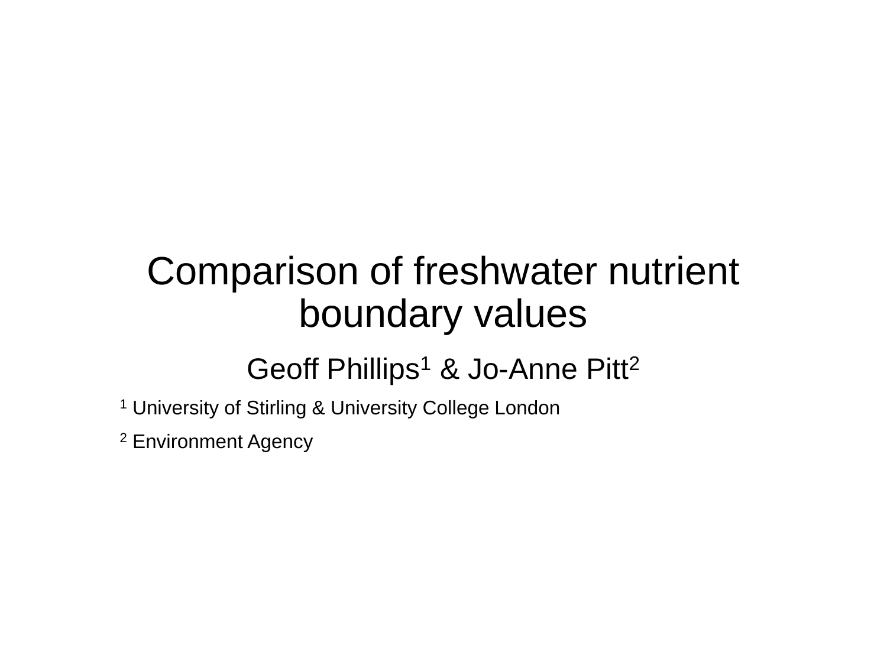# Comparison of freshwater nutrient boundary values

Geoff Phillips[1] & Jo-Anne Pitt[2]

[1] University of Stirling & University College London

[2] Environment Agency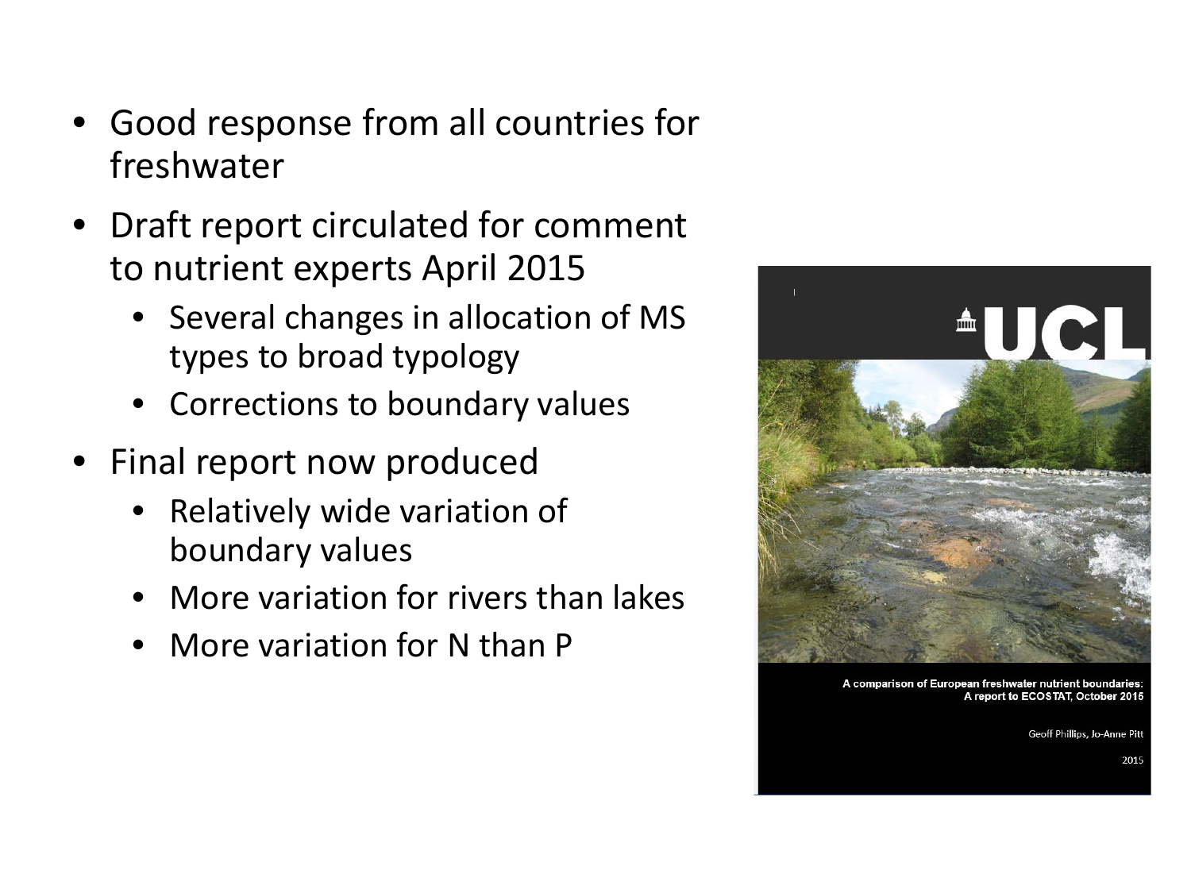- Good response from all countries for freshwater
- Draft report circulated for comment to nutrient experts April 2015
  - Several changes in allocation of MS types to broad typology
  - Corrections to boundary values
- Final report now produced
  - Relatively wide variation of boundary values
  - More variation for rivers than lakes
  - More variation for N than P

UCL

A comparison of European freshwater nutrient boundaries: A report to ECOSTAT, October 2015

Geoff Phillips, Jo-Anne Pitt

2015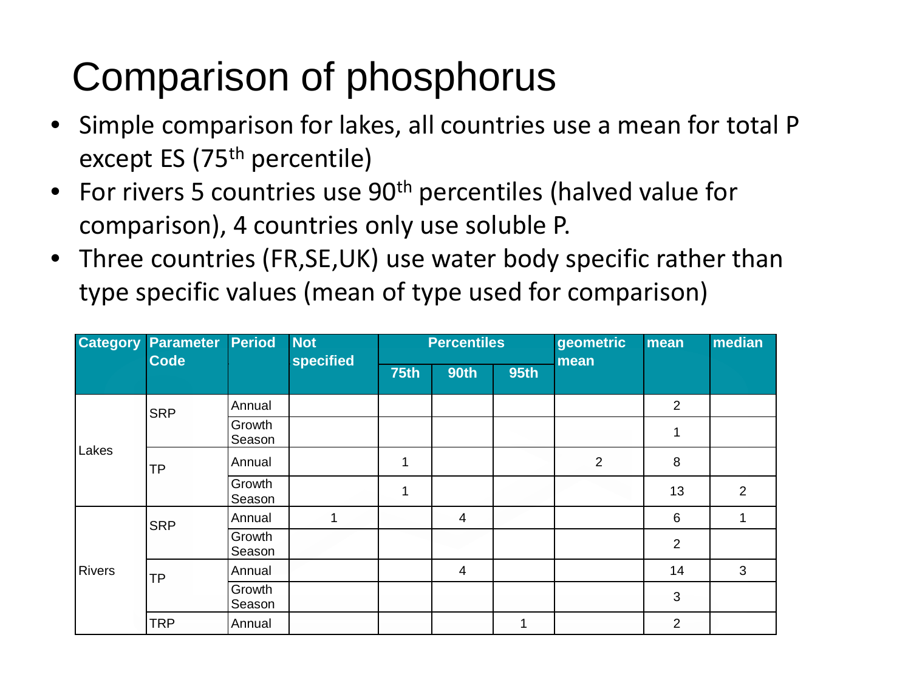# Comparison of phosphorus

- Simple comparison for lakes, all countries use a mean for total P except ES (75th percentile)
- For rivers 5 countries use 90th percentiles (halved value for comparison), 4 countries only use soluble P.
- Three countries (FR,SE,UK) use water body specific rather than type specific values (mean of type used for comparison)

| Category | Parameter Code | Period | Not specified | Percentiles | | | geometric mean | mean | median |
|---|---|---|---|---|---|---|---|---|---|
| | | | | 75th | 90th | 95th | | | |
| Lakes | SRP | Annual | | | | | | 2 | |
| | | Growth Season | | | | | | 1 | |
| | TP | Annual | | 1 | | | 2 | 8 | |
| | | Growth Season | | 1 | | | | 13 | 2 |
| Rivers | SRP | Annual | 1 | | 4 | | | 6 | 1 |
| | | Growth Season | | | | | | 2 | |
| | TP | Annual | | | 4 | | | 14 | 3 |
| | | Growth Season | | | | | | 3 | |
| | TRP | Annual | | | | 1 | | 2 | |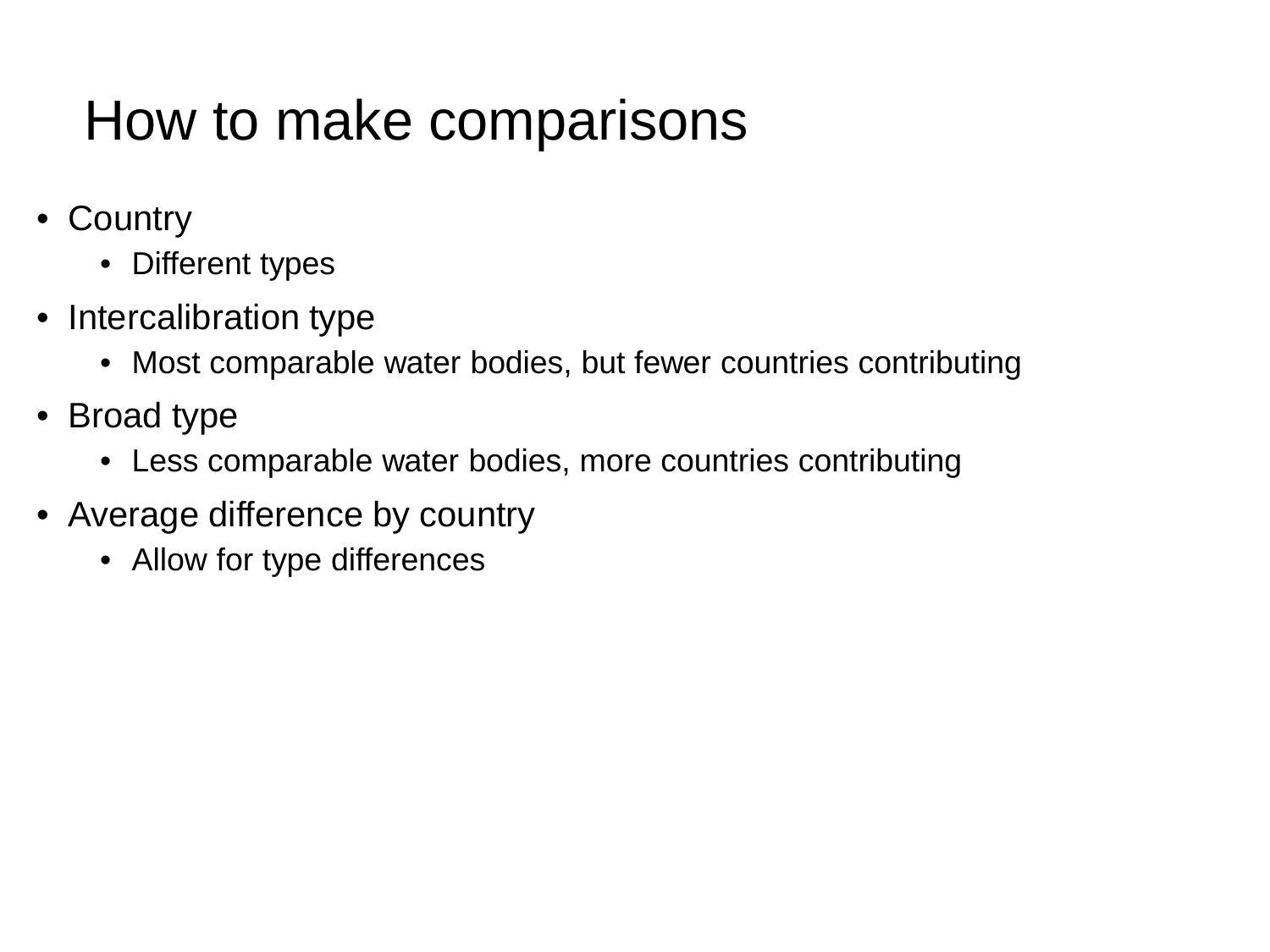# How to make comparisons

- Country
  - Different types
- Intercalibration type
  - Most comparable water bodies, but fewer countries contributing
- Broad type
  - Less comparable water bodies, more countries contributing
- Average difference by country
  - Allow for type differences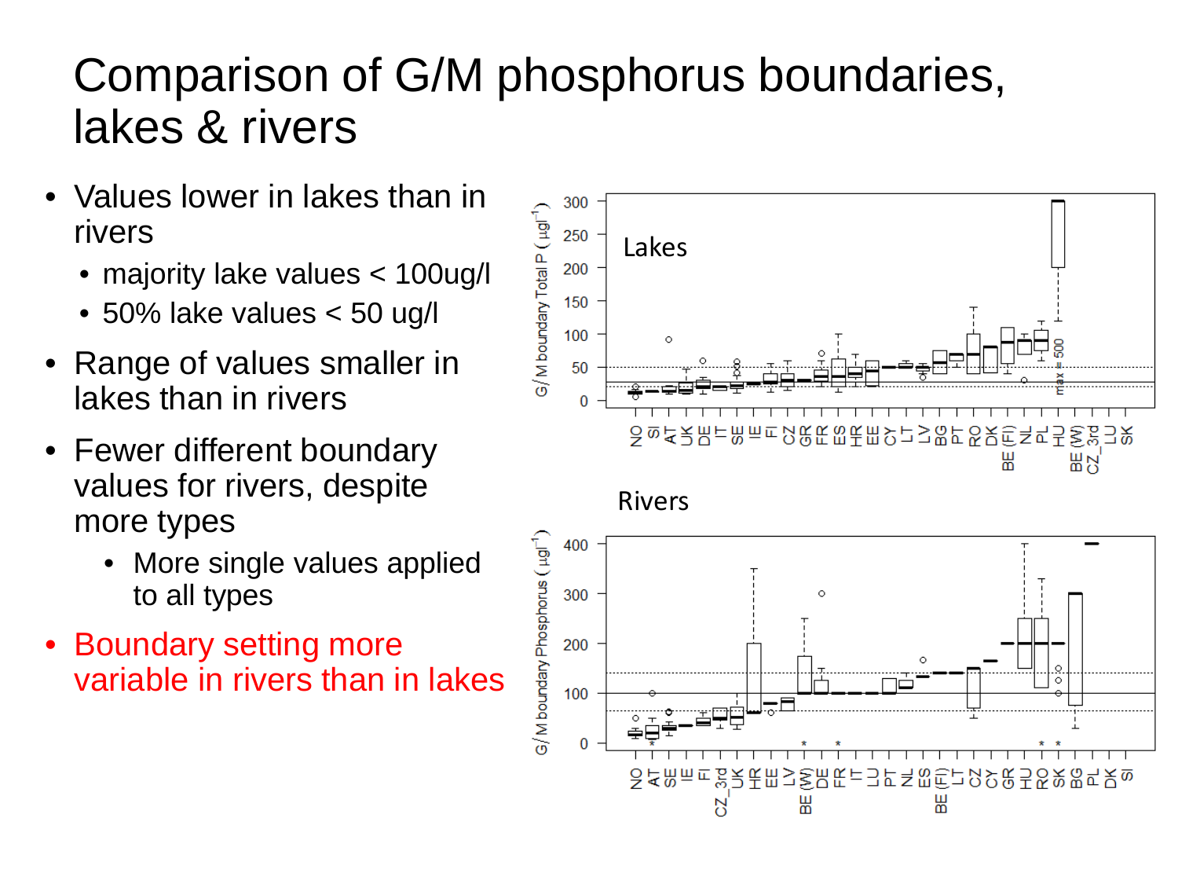# Comparison of G/M phosphorus boundaries, lakes & rivers

- Values lower in lakes than in rivers
  - majority lake values < 100ug/l
  - 50% lake values < 50 ug/l
- Range of values smaller in lakes than in rivers
- Fewer different boundary values for rivers, despite more types
  - More single values applied to all types
- Boundary setting more variable in rivers than in lakes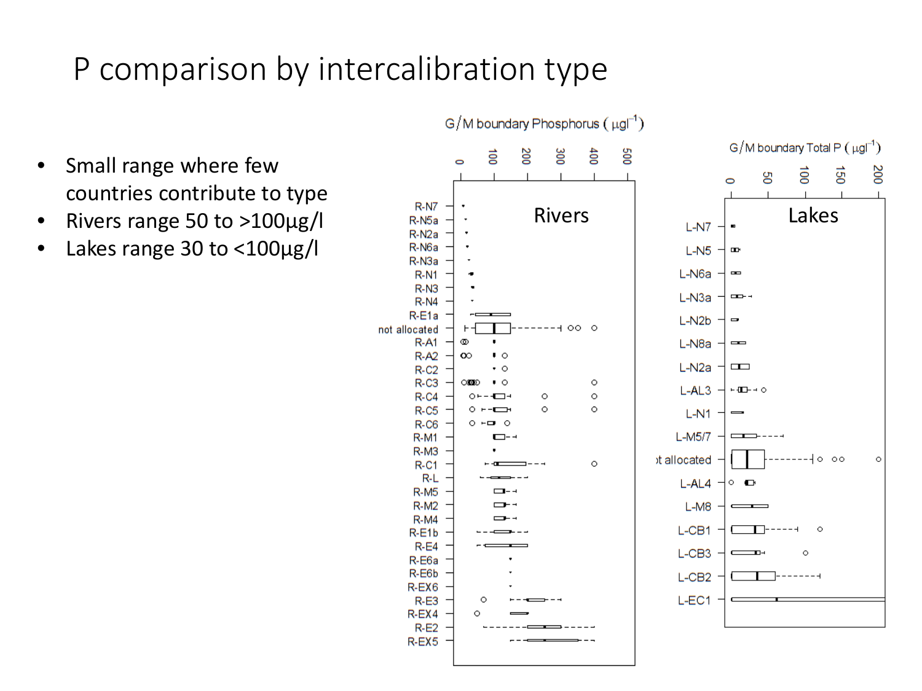# P comparison by intercalibration type

- Small range where few countries contribute to type
- Rivers range 50 to >100µg/l
- Lakes range 30 to <100µg/l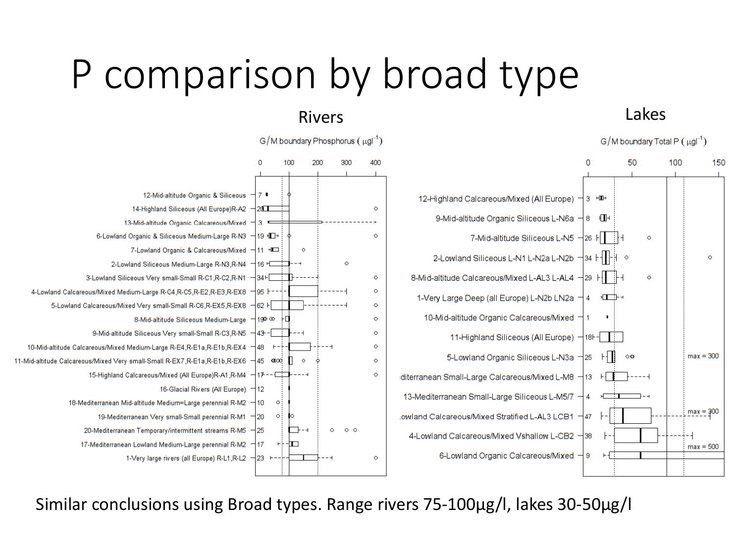# P comparison by broad type

Rivers

Lakes

G/M boundary Phosphorus ( $\mu gl^{-1}$ )

0 100 200 300 400

- 12-Mid-altitude Organic & Siliceous — 7
- 14-Highland Siliceous (All Europe)R-A2 — 20
- 13-Mid-altitude Organic Calcareous/Mixed — 3
- 6-Lowland Organic & Siliceous Medium-Large R-N3 — 19
- 7-Lowland Organic & Calcareous/Mixed — 11
- 2-Lowland Siliceous Medium-Large R-N3,R-N4 — 16
- 3-Lowland Siliceous Very small-Small R-C1,R-C2,R-N1 — 34
- 4-Lowland Calcareous/Mixed Medium-Large R-C4,R-C5,R-E2,R-E3,R-EX8 — 95
- 5-Lowland Calcareous/Mixed Very small-Small R-C6,R-EX5,R-EX8 — 62
- 8-Mid-altitude Siliceous Medium-Large — 19
- 9-Mid-altitude Siliceous Very small-Small R-C3,R-N5 — 43
- 10-Mid-altitude Calcareous/Mixed Medium-Large R-E4,R-E1a,R-E1b,R-EX4 — 48
- 11-Mid-altitude Calcareous/Mixed Very small-Small R-EX7,R-E1a,R-E1b,R-EX6 — 45
- 15-Highland Calcareous/Mixed (All Europe)R-A1,R-M4 — 17
- 16-Glacial Rivers (All Europe) — 12
- 18-Mediterranean Mid-altitude Medium=Large perennial R-M2 — 10
- 19-Mediterranean Very small-Small perennial R-M1 — 20
- 20-Mediterranean Temporary/intermittent streams R-M5 — 25
- 17-Mediterranean Lowland Medium-Large perennial R-M2 — 17
- 1-Very large rivers (all Europe) R-L1,R-L2 — 23

G/M boundary Total P ( $\mu gl^{-1}$ )

0 50 100 150

- 12-Highland Calcareous/Mixed (All Europe) — 3
- 9-Mid-altitude Organic Siliceous L-N6a — 8
- 7-Mid-altitude Siliceous L-N5 — 26
- 2-Lowland Siliceous L-N1 L-N2a L-N2b — 34
- 8-Mid-altitude Calcareous/Mixed L-AL3 L-AL4 — 29
- 1-Very Large Deep (all Europe) L-N2b LN2a — 4
- 10-Mid-altitude Organic Calcareous/Mixed — 1
- 11-Highland Siliceous (All Europe) — 18
- 5-Lowland Organic Siliceous L-N3a — 25 (max = 300)
- diterranean Small-Large Calcareous/Mixed L-M8 — 13
- 13-Mediterranean Small-Large Siliceous L-M5/7 — 4
- owland Calcareous/Mixed Stratified L-AL3 LCB1 — 47 (max = 300)
- 4-Lowland Calcareous/Mixed Vshallow L-CB2 — 38
- 6-Lowland Organic Calcareous/Mixed — 9 (max = 500)

Similar conclusions using Broad types. Range rivers 75-100µg/l, lakes 30-50µg/l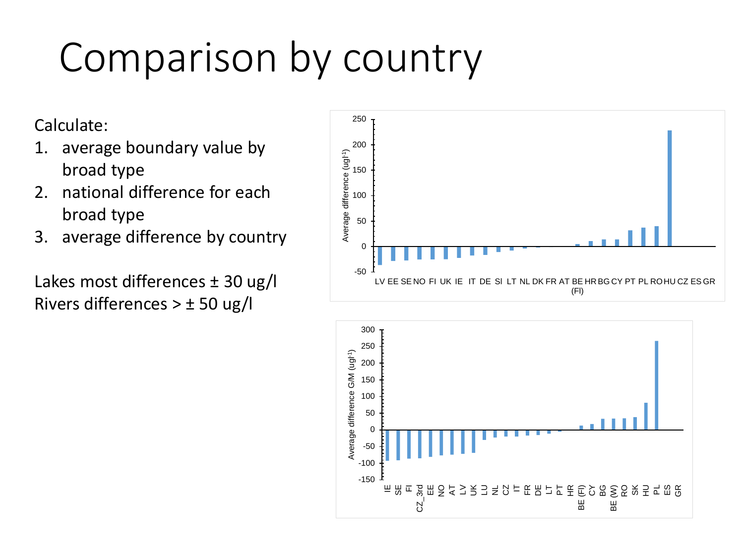# Comparison by country

Calculate:

1. average boundary value by broad type
2. national difference for each broad type
3. average difference by country

Lakes most differences ± 30 ug/l
Rivers differences > ± 50 ug/l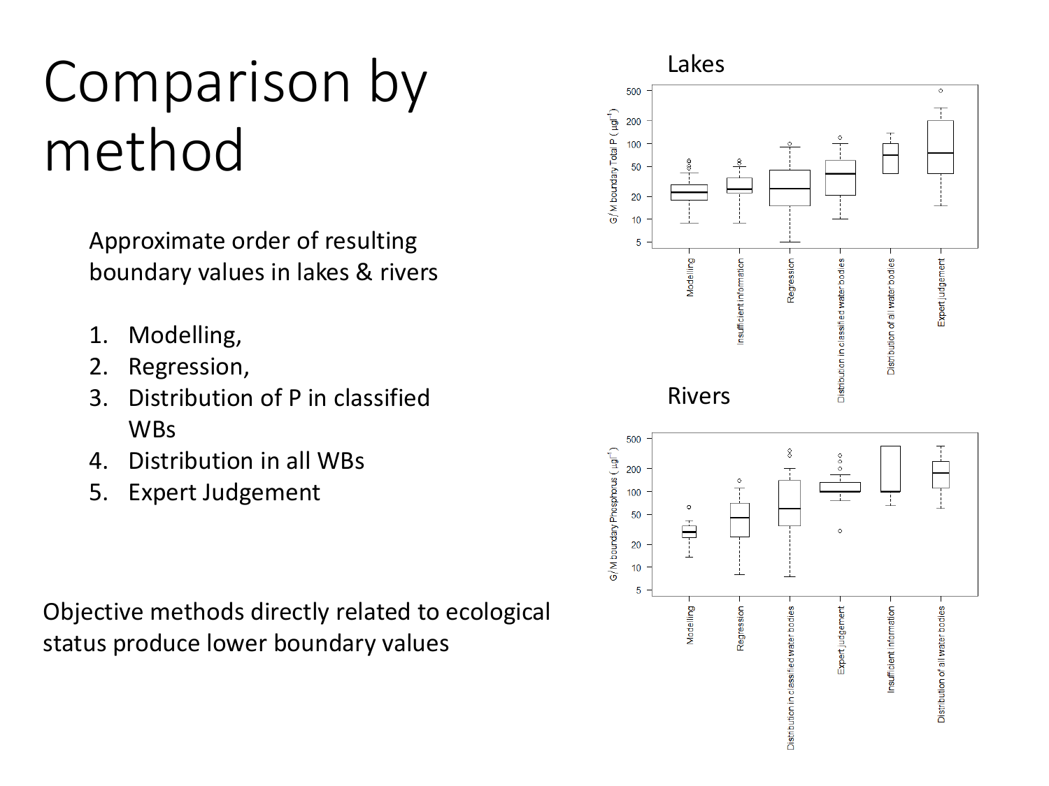# Comparison by method

Approximate order of resulting boundary values in lakes & rivers

1. Modelling,
2. Regression,
3. Distribution of P in classified WBs
4. Distribution in all WBs
5. Expert Judgement

Objective methods directly related to ecological status produce lower boundary values

Lakes

Rivers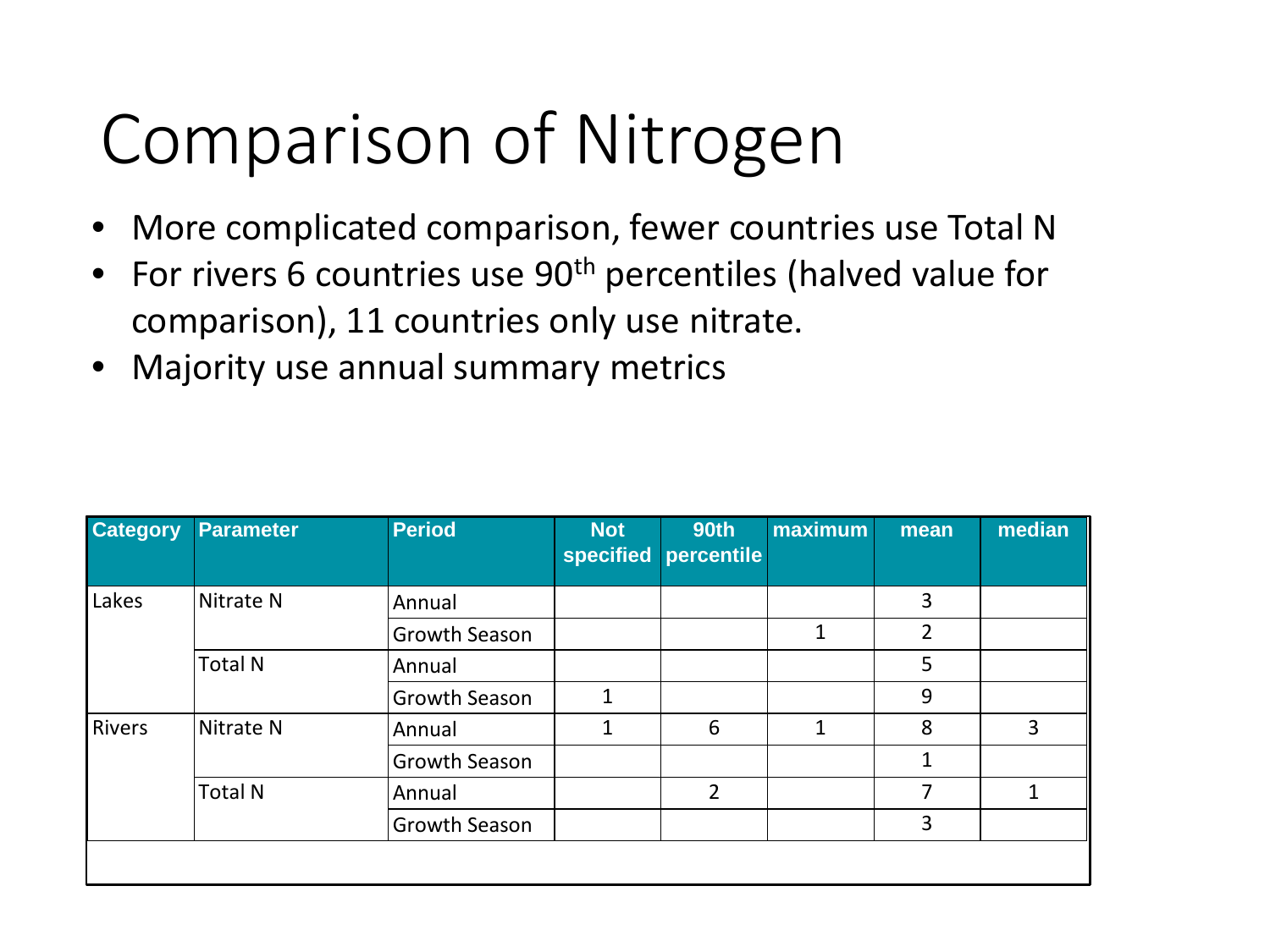# Comparison of Nitrogen

- More complicated comparison, fewer countries use Total N
- For rivers 6 countries use 90$^{th}$ percentiles (halved value for comparison), 11 countries only use nitrate.
- Majority use annual summary metrics

| Category | Parameter | Period | Not specified | 90th percentile | maximum | mean | median |
|---|---|---|---|---|---|---|---|
| Lakes | Nitrate N | Annual | | | | 3 | |
| | | Growth Season | | | 1 | 2 | |
| | Total N | Annual | | | | 5 | |
| | | Growth Season | 1 | | | 9 | |
| Rivers | Nitrate N | Annual | 1 | 6 | 1 | 8 | 3 |
| | | Growth Season | | | | 1 | |
| | Total N | Annual | | 2 | | 7 | 1 |
| | | Growth Season | | | | 3 | |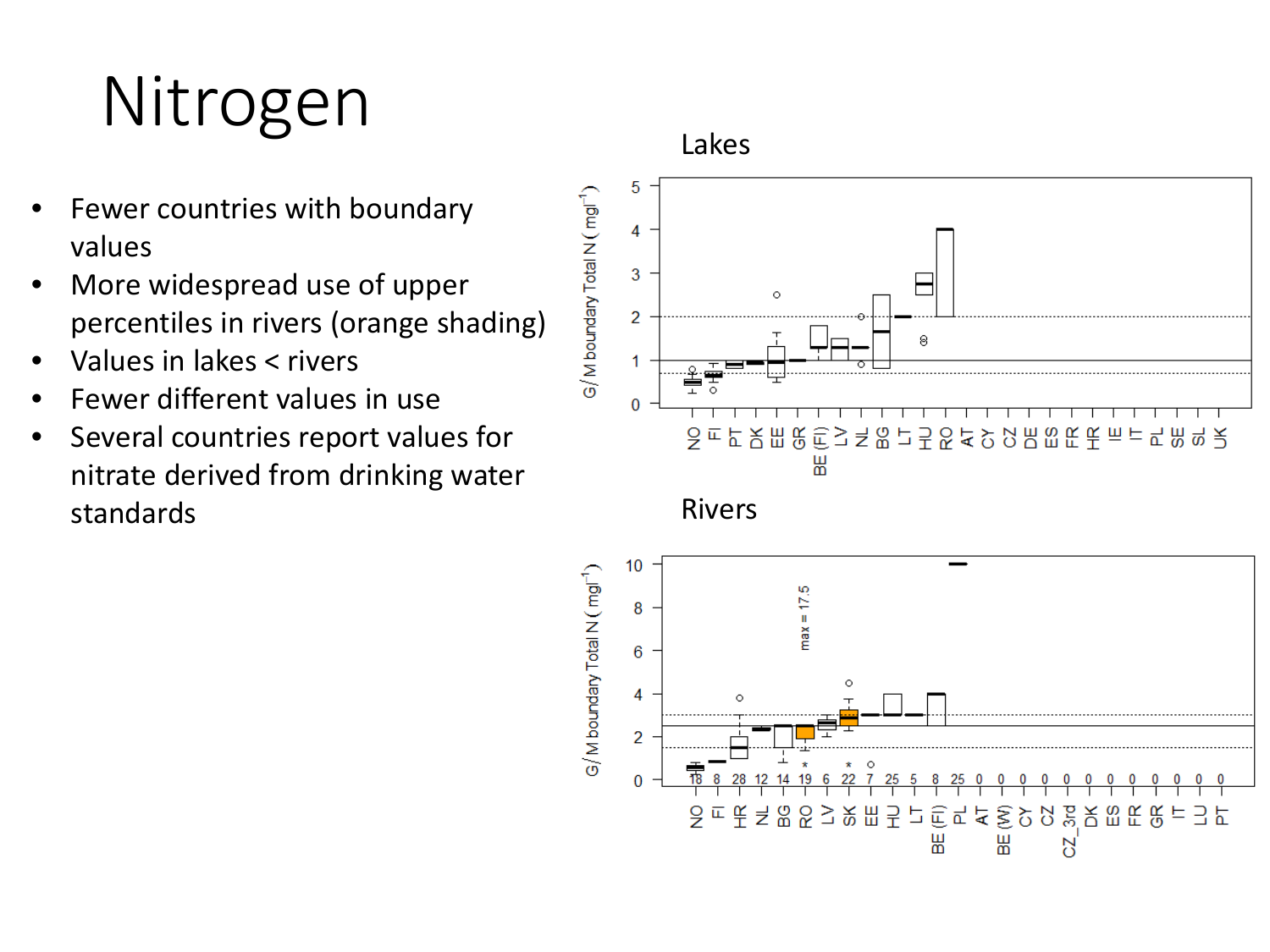# Nitrogen

- Fewer countries with boundary values
- More widespread use of upper percentiles in rivers (orange shading)
- Values in lakes < rivers
- Fewer different values in use
- Several countries report values for nitrate derived from drinking water standards

Lakes

Rivers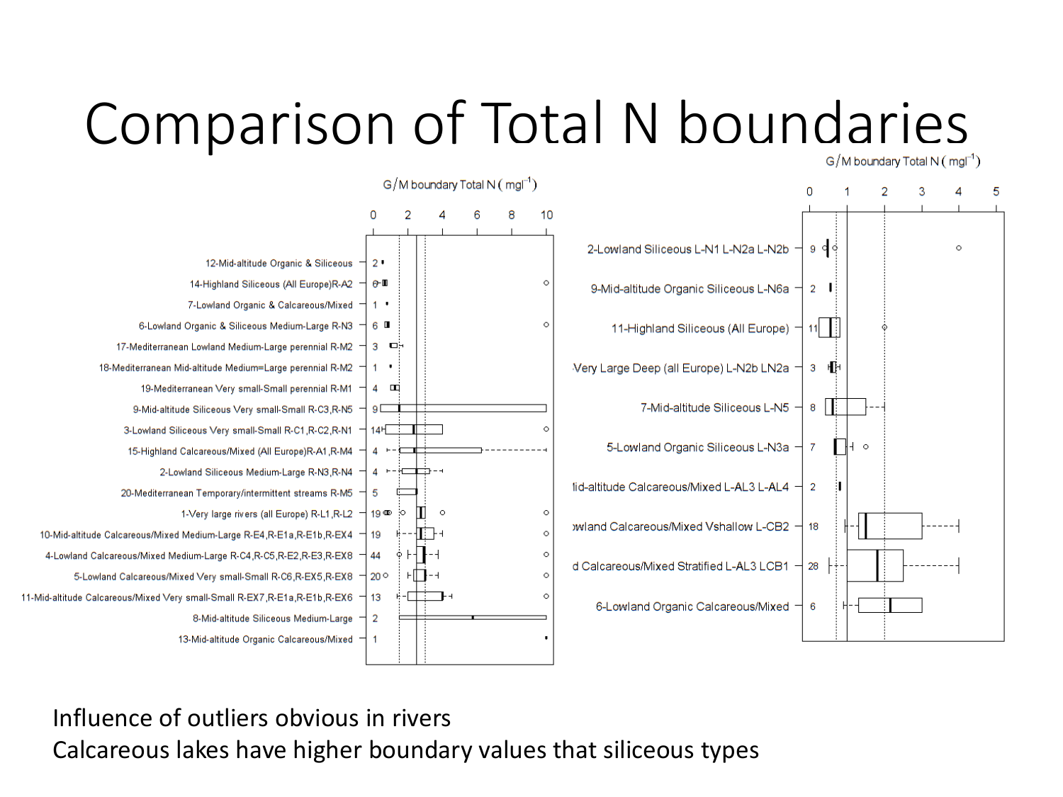# Comparison of Total N boundaries

G/M boundary Total N ( $mgl^{-1}$ )

- 12-Mid-altitude Organic & Siliceous — 2
- 14-Highland Siliceous (All Europe)R-A2 — 6
- 7-Lowland Organic & Calcareous/Mixed — 1
- 6-Lowland Organic & Siliceous Medium-Large R-N3 — 6
- 17-Mediterranean Lowland Medium-Large perennial R-M2 — 3
- 18-Mediterranean Mid-altitude Medium=Large perennial R-M2 — 1
- 19-Mediterranean Very small-Small perennial R-M1 — 4
- 9-Mid-altitude Siliceous Very small-Small R-C3,R-N5 — 9
- 3-Lowland Siliceous Very small-Small R-C1,R-C2,R-N1 — 14
- 15-Highland Calcareous/Mixed (All Europe)R-A1,R-M4 — 4
- 2-Lowland Siliceous Medium-Large R-N3,R-N4 — 4
- 20-Mediterranean Temporary/intermittent streams R-M5 — 5
- 1-Very large rivers (all Europe) R-L1,R-L2 — 19
- 10-Mid-altitude Calcareous/Mixed Medium-Large R-E4,R-E1a,R-E1b,R-EX4 — 19
- 4-Lowland Calcareous/Mixed Medium-Large R-C4,R-C5,R-E2,R-E3,R-EX8 — 44
- 5-Lowland Calcareous/Mixed Very small-Small R-C6,R-EX5,R-EX8 — 20
- 11-Mid-altitude Calcareous/Mixed Very small-Small R-EX7,R-E1a,R-E1b,R-EX6 — 13
- 8-Mid-altitude Siliceous Medium-Large — 2
- 13-Mid-altitude Organic Calcareous/Mixed — 1

G/M boundary Total N ( $mgl^{-1}$ )

- 2-Lowland Siliceous L-N1 L-N2a L-N2b — 9
- 9-Mid-altitude Organic Siliceous L-N6a — 2
- 11-Highland Siliceous (All Europe) — 11
- Very Large Deep (all Europe) L-N2b LN2a — 3
- 7-Mid-altitude Siliceous L-N5 — 8
- 5-Lowland Organic Siliceous L-N3a — 7
- lid-altitude Calcareous/Mixed L-AL3 L-AL4 — 2
- owland Calcareous/Mixed Vshallow L-CB2 — 18
- d Calcareous/Mixed Stratified L-AL3 LCB1 — 28
- 6-Lowland Organic Calcareous/Mixed — 6

Influence of outliers obvious in rivers

Calcareous lakes have higher boundary values that siliceous types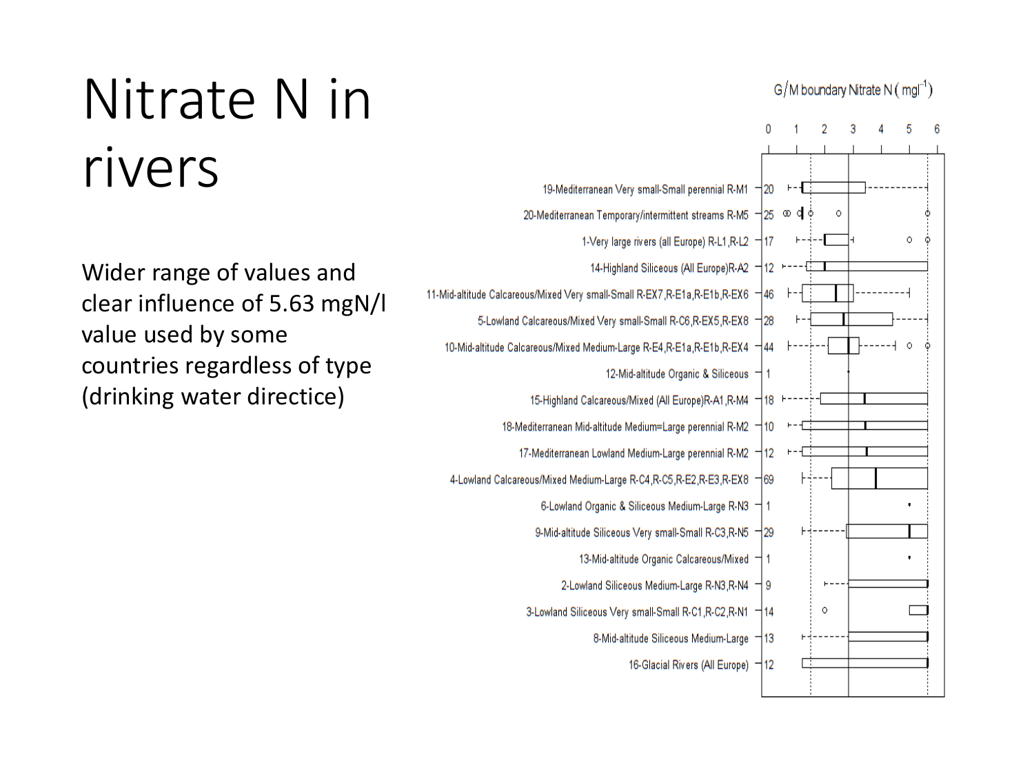# Nitrate N in rivers

Wider range of values and clear influence of 5.63 mgN/l value used by some countries regardless of type (drinking water directice)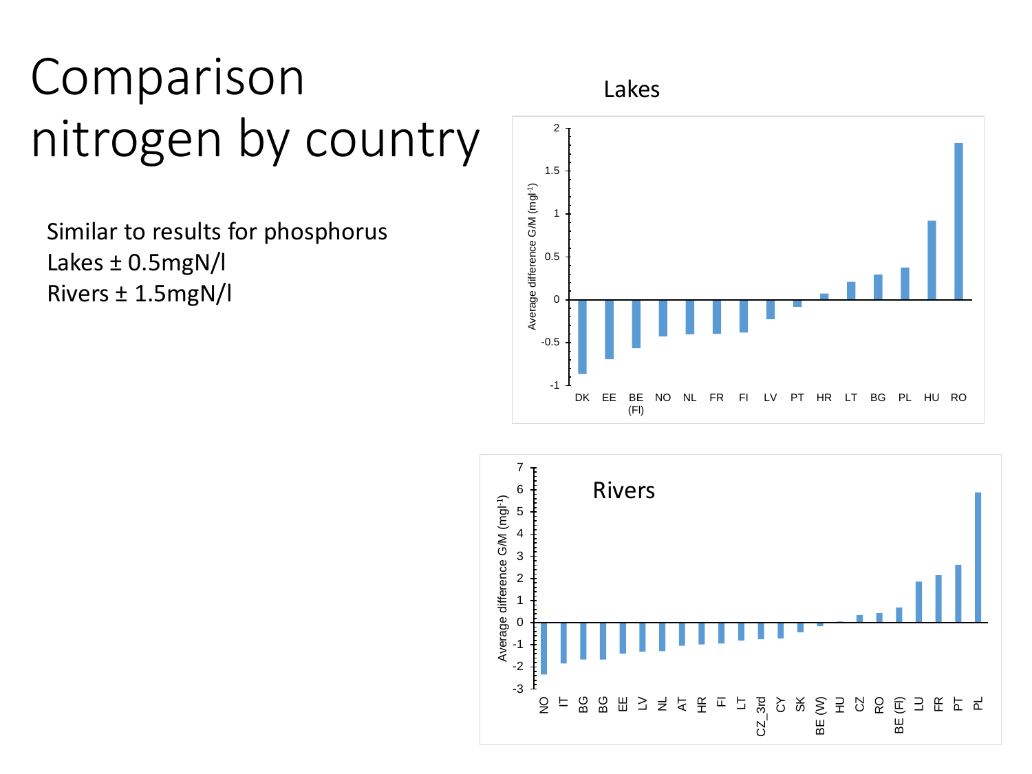# Comparison nitrogen by country

Similar to results for phosphorus
Lakes ± 0.5mgN/l
Rivers ± 1.5mgN/l

Lakes

Average difference G/M ($mgl^{-1}$)

DK EE BE (Fl) NO NL FR FI LV PT HR LT BG PL HU RO

Rivers

Average difference G/M ($mgl^{-1}$)

NO IT BG BG EE LV NL AT HR FI LT CZ_3rd CY SK BE (W) HU CZ RO BE (Fl) LU FR PT PL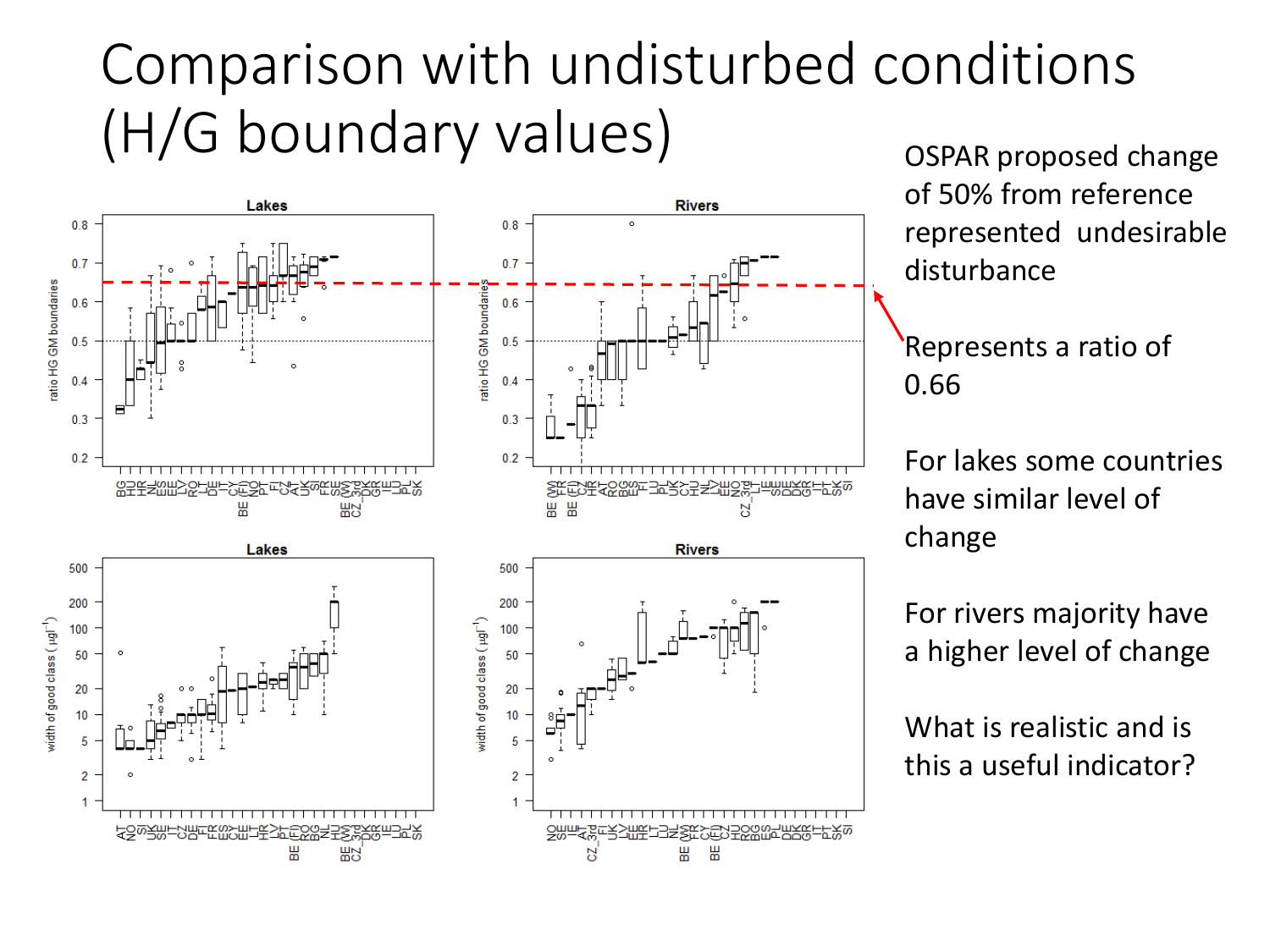# Comparison with undisturbed conditions (H/G boundary values)

OSPAR proposed change of 50% from reference represented undesirable disturbance

Represents a ratio of 0.66

For lakes some countries have similar level of change

For rivers majority have a higher level of change

What is realistic and is this a useful indicator?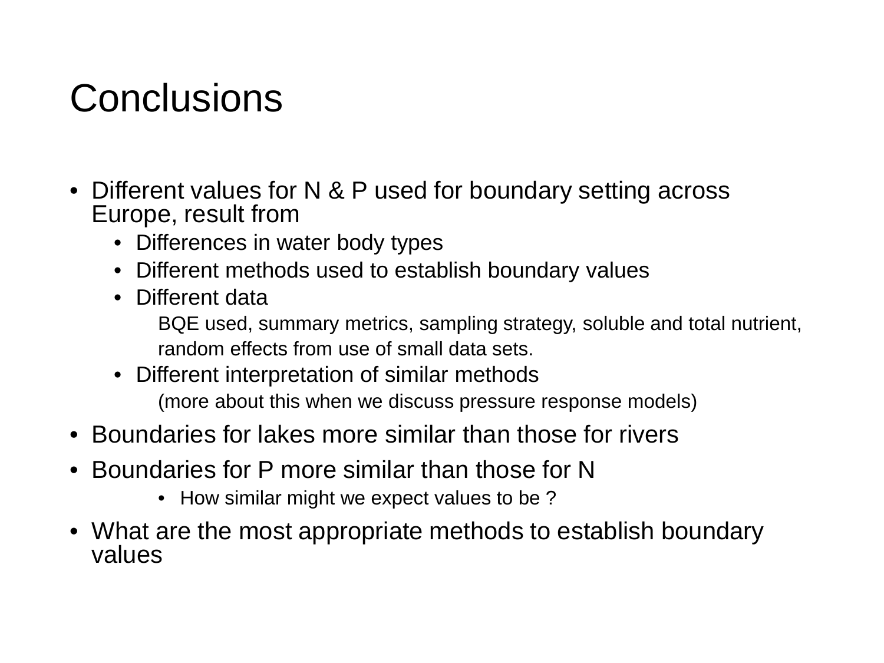# Conclusions

- Different values for N & P used for boundary setting across Europe, result from
  - Differences in water body types
  - Different methods used to establish boundary values
  - Different data

    BQE used, summary metrics, sampling strategy, soluble and total nutrient, random effects from use of small data sets.
  - Different interpretation of similar methods

    (more about this when we discuss pressure response models)
- Boundaries for lakes more similar than those for rivers
- Boundaries for P more similar than those for N
  - How similar might we expect values to be ?
- What are the most appropriate methods to establish boundary values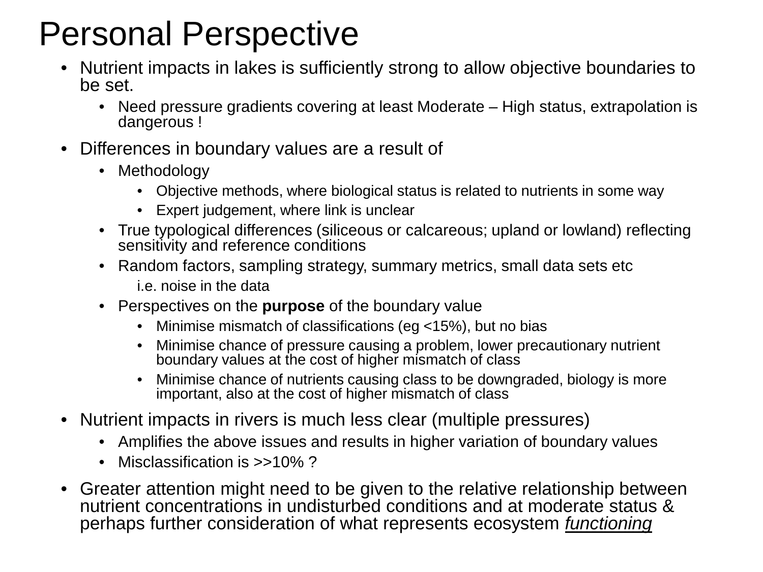# Personal Perspective

- Nutrient impacts in lakes is sufficiently strong to allow objective boundaries to be set.
  - Need pressure gradients covering at least Moderate – High status, extrapolation is dangerous !
- Differences in boundary values are a result of
  - Methodology
    - Objective methods, where biological status is related to nutrients in some way
    - Expert judgement, where link is unclear
  - True typological differences (siliceous or calcareous; upland or lowland) reflecting sensitivity and reference conditions
  - Random factors, sampling strategy, summary metrics, small data sets etc

    i.e. noise in the data
  - Perspectives on the **purpose** of the boundary value
    - Minimise mismatch of classifications (eg <15%), but no bias
    - Minimise chance of pressure causing a problem, lower precautionary nutrient boundary values at the cost of higher mismatch of class
    - Minimise chance of nutrients causing class to be downgraded, biology is more important, also at the cost of higher mismatch of class
- Nutrient impacts in rivers is much less clear (multiple pressures)
  - Amplifies the above issues and results in higher variation of boundary values
  - Misclassification is >>10% ?
- Greater attention might need to be given to the relative relationship between nutrient concentrations in undisturbed conditions and at moderate status & perhaps further consideration of what represents ecosystem *functioning*